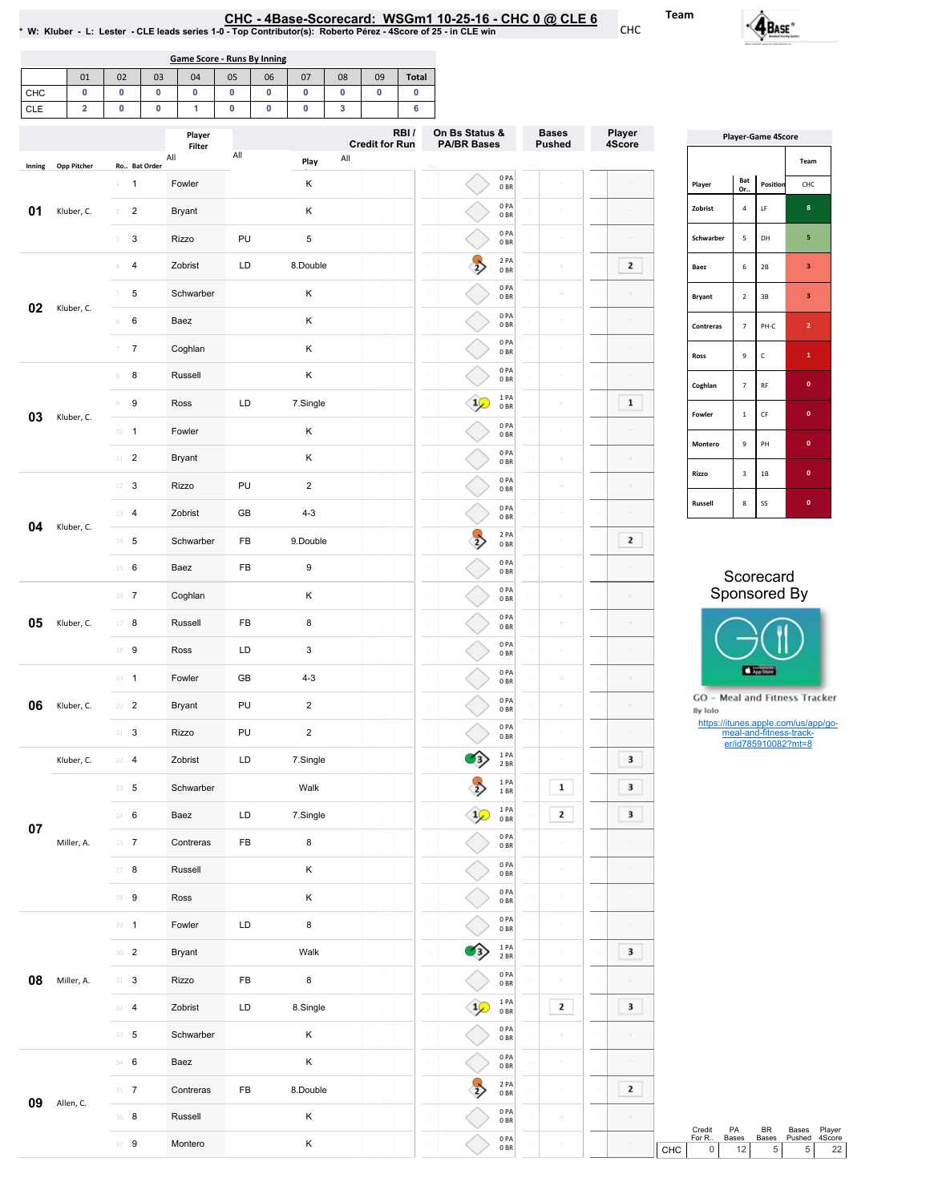# CHC - 4Base-Scorecard: WSGm1 10-25-16 - CHC 0 @ CLE 6

* W: Kluber - L: Lester - CLE leads series 1-0 - Top Contributor(s): Roberto Pérez - 4Score of 25 - in CLE win

Team: CHC

**Game Score - Runs By Inning**

| | 01 | 02 | 03 | 04 | 05 | 06 | 07 | 08 | 09 | Total |
|---|---|---|---|---|---|---|---|---|---|---|
| CHC | 0 | 0 | 0 | 0 | 0 | 0 | 0 | 0 | 0 | 0 |
| CLE | 2 | 0 | 0 | 1 | 0 | 0 | 0 | 3 | | 6 |

| Inning | Opp Pitcher | Ro.. | Bat Order | Player | | Play | RBI / Credit for Run | On Bs Status & PA/BR Bases | Bases Pushed | Player 4Score |
|---|---|---|---|---|---|---|---|---|---|---|
| 01 | Kluber, C. | 1 | 1 | Fowler | | K | | 0 PA 0 BR | | |
| | | 2 | 2 | Bryant | | K | | 0 PA 0 BR | | |
| | | 3 | 3 | Rizzo | PU | 5 | | 0 PA 0 BR | | |
| 02 | Kluber, C. | 4 | 4 | Zobrist | LD | 8.Double | | 2 PA 0 BR | | 2 |
| | | 5 | 5 | Schwarber | | K | | 0 PA 0 BR | | |
| | | 6 | 6 | Baez | | K | | 0 PA 0 BR | | |
| | | 7 | 7 | Coghlan | | K | | 0 PA 0 BR | | |
| 03 | Kluber, C. | 8 | 8 | Russell | | K | | 0 PA 0 BR | | |
| | | 9 | 9 | Ross | LD | 7.Single | | 1 PA 0 BR | | 1 |
| | | 10 | 1 | Fowler | | K | | 0 PA 0 BR | | |
| | | 11 | 2 | Bryant | | K | | 0 PA 0 BR | | |
| 04 | Kluber, C. | 12 | 3 | Rizzo | PU | 2 | | 0 PA 0 BR | | |
| | | 13 | 4 | Zobrist | GB | 4-3 | | 0 PA 0 BR | | |
| | | 14 | 5 | Schwarber | FB | 9.Double | | 2 PA 0 BR | | 2 |
| | | 15 | 6 | Baez | FB | 9 | | 0 PA 0 BR | | |
| 05 | Kluber, C. | 16 | 7 | Coghlan | | K | | 0 PA 0 BR | | |
| | | 17 | 8 | Russell | FB | 8 | | 0 PA 0 BR | | |
| | | 18 | 9 | Ross | LD | 3 | | 0 PA 0 BR | | |
| 06 | Kluber, C. | 19 | 1 | Fowler | GB | 4-3 | | 0 PA 0 BR | | |
| | | 20 | 2 | Bryant | PU | 2 | | 0 PA 0 BR | | |
| | | 21 | 3 | Rizzo | PU | 2 | | 0 PA 0 BR | | |
| 07 | Kluber, C. | 22 | 4 | Zobrist | LD | 7.Single | | 1 PA 2 BR | | 3 |
| | | 23 | 5 | Schwarber | | Walk | | 1 PA 1 BR | 1 | 3 |
| | | 24 | 6 | Baez | LD | 7.Single | | 1 PA 0 BR | 2 | 3 |
| | Miller, A. | 25 | 7 | Contreras | FB | 8 | | 0 PA 0 BR | | |
| | | 27 | 8 | Russell | | K | | 0 PA 0 BR | | |
| | | 28 | 9 | Ross | | K | | 0 PA 0 BR | | |
| 08 | Miller, A. | 29 | 1 | Fowler | LD | 8 | | 0 PA 0 BR | | |
| | | 30 | 2 | Bryant | | Walk | | 1 PA 2 BR | | 3 |
| | | 31 | 3 | Rizzo | FB | 8 | | 0 PA 0 BR | | |
| | | 32 | 4 | Zobrist | LD | 8.Single | | 1 PA 0 BR | 2 | 3 |
| | | 33 | 5 | Schwarber | | K | | 0 PA 0 BR | | |
| 09 | Allen, C. | 34 | 6 | Baez | | K | | 0 PA 0 BR | | |
| | | 35 | 7 | Contreras | FB | 8.Double | | 2 PA 0 BR | | 2 |
| | | 36 | 8 | Russell | | K | | 0 PA 0 BR | | |
| | | 37 | 9 | Montero | | K | | 0 PA 0 BR | | |

**Player-Game 4Score**

| Player | Bat Or.. | Position | CHC |
|---|---|---|---|
| Zobrist | 4 | LF | 8 |
| Schwarber | 5 | DH | 5 |
| Baez | 6 | 2B | 3 |
| Bryant | 2 | 3B | 3 |
| Contreras | 7 | PH-C | 2 |
| Ross | 9 | C | 1 |
| Coghlan | 7 | RF | 0 |
| Fowler | 1 | CF | 0 |
| Montero | 9 | PH | 0 |
| Rizzo | 3 | 1B | 0 |
| Russell | 8 | SS | 0 |

Scorecard Sponsored By

GO - Meal and Fitness Tracker
By Iolo
https://itunes.apple.com/us/app/go-meal-and-fitness-track-er/id785910082?mt=8

| | Credit For R.. | PA Bases | BR Bases | Bases Pushed | Player 4Score |
|---|---|---|---|---|---|
| CHC | 0 | 12 | 5 | 5 | 22 |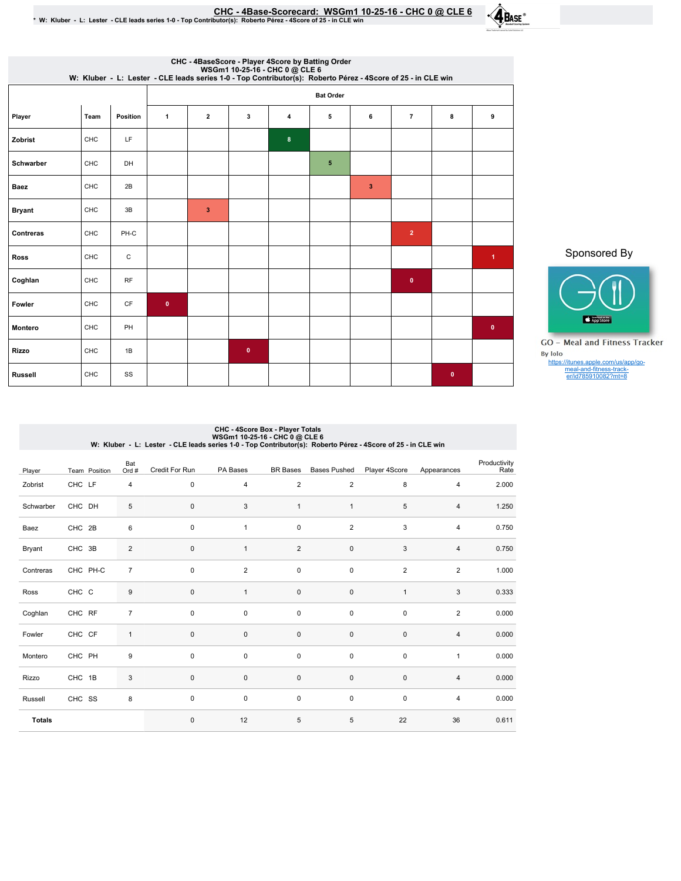# CHC - 4Base-Scorecard: WSGm1 10-25-16 - CHC 0 @ CLE 6

* W: Kluber - L: Lester - CLE leads series 1-0 - Top Contributor(s): Roberto Pérez - 4Score of 25 - in CLE win

## CHC - 4BaseScore - Player 4Score by Batting Order
WSGm1 10-25-16 - CHC 0 @ CLE 6
W: Kluber - L: Lester - CLE leads series 1-0 - Top Contributor(s): Roberto Pérez - 4Score of 25 - in CLE win

| Player | Team | Position | Bat Order 1 | 2 | 3 | 4 | 5 | 6 | 7 | 8 | 9 |
|---|---|---|---|---|---|---|---|---|---|---|---|
| Zobrist | CHC | LF | | | | 8 | | | | | |
| Schwarber | CHC | DH | | | | | 5 | | | | |
| Baez | CHC | 2B | | | | | | 3 | | | |
| Bryant | CHC | 3B | | 3 | | | | | | | |
| Contreras | CHC | PH-C | | | | | | | 2 | | |
| Ross | CHC | C | | | | | | | | | 1 |
| Coghlan | CHC | RF | | | | | | | 0 | | |
| Fowler | CHC | CF | 0 | | | | | | | | |
| Montero | CHC | PH | | | | | | | | | 0 |
| Rizzo | CHC | 1B | | | 0 | | | | | | |
| Russell | CHC | SS | | | | | | | | 0 | |

Sponsored By

GO – Meal and Fitness Tracker
By Iolo
https://itunes.apple.com/us/app/go-meal-and-fitness-track-er/id785910082?mt=8

## CHC - 4Score Box - Player Totals
WSGm1 10-25-16 - CHC 0 @ CLE 6
W: Kluber - L: Lester - CLE leads series 1-0 - Top Contributor(s): Roberto Pérez - 4Score of 25 - in CLE win

| Player | Team | Position | Bat Ord # | Credit For Run | PA Bases | BR Bases | Bases Pushed | Player 4Score | Appearances | Productivity Rate |
|---|---|---|---|---|---|---|---|---|---|---|
| Zobrist | CHC | LF | 4 | 0 | 4 | 2 | 2 | 8 | 4 | 2.000 |
| Schwarber | CHC | DH | 5 | 0 | 3 | 1 | 1 | 5 | 4 | 1.250 |
| Baez | CHC | 2B | 6 | 0 | 1 | 0 | 2 | 3 | 4 | 0.750 |
| Bryant | CHC | 3B | 2 | 0 | 1 | 2 | 0 | 3 | 4 | 0.750 |
| Contreras | CHC | PH-C | 7 | 0 | 2 | 0 | 0 | 2 | 2 | 1.000 |
| Ross | CHC | C | 9 | 0 | 1 | 0 | 0 | 1 | 3 | 0.333 |
| Coghlan | CHC | RF | 7 | 0 | 0 | 0 | 0 | 0 | 2 | 0.000 |
| Fowler | CHC | CF | 1 | 0 | 0 | 0 | 0 | 0 | 4 | 0.000 |
| Montero | CHC | PH | 9 | 0 | 0 | 0 | 0 | 0 | 1 | 0.000 |
| Rizzo | CHC | 1B | 3 | 0 | 0 | 0 | 0 | 0 | 4 | 0.000 |
| Russell | CHC | SS | 8 | 0 | 0 | 0 | 0 | 0 | 4 | 0.000 |
| **Totals** | | | | 0 | 12 | 5 | 5 | 22 | 36 | 0.611 |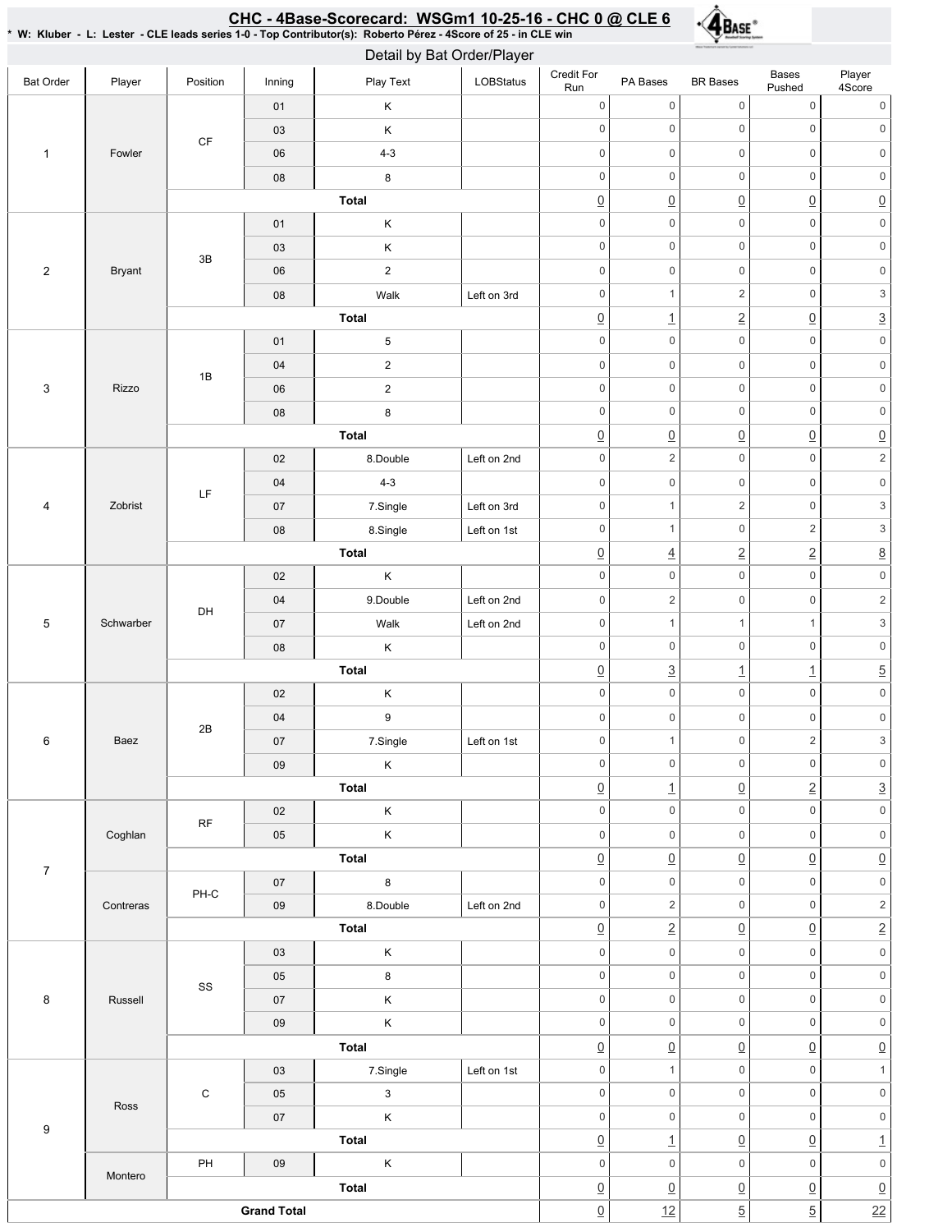# CHC - 4Base-Scorecard: WSGm1 10-25-16 - CHC 0 @ CLE 6

\* W: Kluber - L: Lester - CLE leads series 1-0 - Top Contributor(s): Roberto Pérez - 4Score of 25 - in CLE win

## Detail by Bat Order/Player

| Bat Order | Player | Position | Inning | Play Text | LOBStatus | Credit For Run | PA Bases | BR Bases | Bases Pushed | Player 4Score |
|---|---|---|---|---|---|---|---|---|---|---|
| 1 | Fowler | CF | 01 | K | | 0 | 0 | 0 | 0 | 0 |
| | | | 03 | K | | 0 | 0 | 0 | 0 | 0 |
| | | | 06 | 4-3 | | 0 | 0 | 0 | 0 | 0 |
| | | | 08 | 8 | | 0 | 0 | 0 | 0 | 0 |
| | | | | **Total** | | 0 | 0 | 0 | 0 | 0 |
| 2 | Bryant | 3B | 01 | K | | 0 | 0 | 0 | 0 | 0 |
| | | | 03 | K | | 0 | 0 | 0 | 0 | 0 |
| | | | 06 | 2 | | 0 | 0 | 0 | 0 | 0 |
| | | | 08 | Walk | Left on 3rd | 0 | 1 | 2 | 0 | 3 |
| | | | | **Total** | | 0 | 1 | 2 | 0 | 3 |
| 3 | Rizzo | 1B | 01 | 5 | | 0 | 0 | 0 | 0 | 0 |
| | | | 04 | 2 | | 0 | 0 | 0 | 0 | 0 |
| | | | 06 | 2 | | 0 | 0 | 0 | 0 | 0 |
| | | | 08 | 8 | | 0 | 0 | 0 | 0 | 0 |
| | | | | **Total** | | 0 | 0 | 0 | 0 | 0 |
| 4 | Zobrist | LF | 02 | 8.Double | Left on 2nd | 0 | 2 | 0 | 0 | 2 |
| | | | 04 | 4-3 | | 0 | 0 | 0 | 0 | 0 |
| | | | 07 | 7.Single | Left on 3rd | 0 | 1 | 2 | 0 | 3 |
| | | | 08 | 8.Single | Left on 1st | 0 | 1 | 0 | 2 | 3 |
| | | | | **Total** | | 0 | 4 | 2 | 2 | 8 |
| 5 | Schwarber | DH | 02 | K | | 0 | 0 | 0 | 0 | 0 |
| | | | 04 | 9.Double | Left on 2nd | 0 | 2 | 0 | 0 | 2 |
| | | | 07 | Walk | Left on 2nd | 0 | 1 | 1 | 1 | 3 |
| | | | 08 | K | | 0 | 0 | 0 | 0 | 0 |
| | | | | **Total** | | 0 | 3 | 1 | 1 | 5 |
| 6 | Baez | 2B | 02 | K | | 0 | 0 | 0 | 0 | 0 |
| | | | 04 | 9 | | 0 | 0 | 0 | 0 | 0 |
| | | | 07 | 7.Single | Left on 1st | 0 | 1 | 0 | 2 | 3 |
| | | | 09 | K | | 0 | 0 | 0 | 0 | 0 |
| | | | | **Total** | | 0 | 1 | 0 | 2 | 3 |
| 7 | Coghlan | RF | 02 | K | | 0 | 0 | 0 | 0 | 0 |
| | | | 05 | K | | 0 | 0 | 0 | 0 | 0 |
| | | | | **Total** | | 0 | 0 | 0 | 0 | 0 |
| | Contreras | PH-C | 07 | 8 | | 0 | 0 | 0 | 0 | 0 |
| | | | 09 | 8.Double | Left on 2nd | 0 | 2 | 0 | 0 | 2 |
| | | | | **Total** | | 0 | 2 | 0 | 0 | 2 |
| 8 | Russell | SS | 03 | K | | 0 | 0 | 0 | 0 | 0 |
| | | | 05 | 8 | | 0 | 0 | 0 | 0 | 0 |
| | | | 07 | K | | 0 | 0 | 0 | 0 | 0 |
| | | | 09 | K | | 0 | 0 | 0 | 0 | 0 |
| | | | | **Total** | | 0 | 0 | 0 | 0 | 0 |
| 9 | Ross | C | 03 | 7.Single | Left on 1st | 0 | 1 | 0 | 0 | 1 |
| | | | 05 | 3 | | 0 | 0 | 0 | 0 | 0 |
| | | | 07 | K | | 0 | 0 | 0 | 0 | 0 |
| | | | | **Total** | | 0 | 1 | 0 | 0 | 1 |
| | Montero | PH | 09 | K | | 0 | 0 | 0 | 0 | 0 |
| | | | | **Total** | | 0 | 0 | 0 | 0 | 0 |
| **Grand Total** | | | | | | 0 | 12 | 5 | 5 | 22 |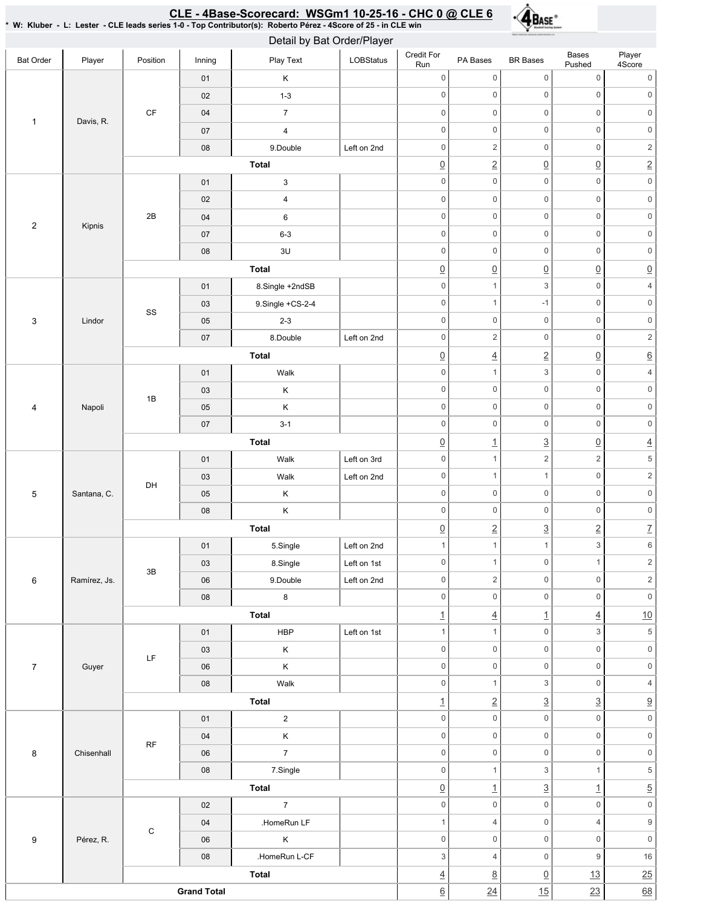## CLE - 4Base-Scorecard: WSGm1 10-25-16 - CHC 0 @ CLE 6

* W: Kluber - L: Lester - CLE leads series 1-0 - Top Contributor(s): Roberto Pérez - 4Score of 25 - in CLE win

### Detail by Bat Order/Player

| Bat Order | Player | Position | Inning | Play Text | LOBStatus | Credit For Run | PA Bases | BR Bases | Bases Pushed | Player 4Score |
|---|---|---|---|---|---|---|---|---|---|---|
| 1 | Davis, R. | CF | 01 | K | | 0 | 0 | 0 | 0 | 0 |
| | | | 02 | 1-3 | | 0 | 0 | 0 | 0 | 0 |
| | | | 04 | 7 | | 0 | 0 | 0 | 0 | 0 |
| | | | 07 | 4 | | 0 | 0 | 0 | 0 | 0 |
| | | | 08 | 9.Double | Left on 2nd | 0 | 2 | 0 | 0 | 2 |
| | | | | **Total** | | 0 | 2 | 0 | 0 | 2 |
| 2 | Kipnis | 2B | 01 | 3 | | 0 | 0 | 0 | 0 | 0 |
| | | | 02 | 4 | | 0 | 0 | 0 | 0 | 0 |
| | | | 04 | 6 | | 0 | 0 | 0 | 0 | 0 |
| | | | 07 | 6-3 | | 0 | 0 | 0 | 0 | 0 |
| | | | 08 | 3U | | 0 | 0 | 0 | 0 | 0 |
| | | | | **Total** | | 0 | 0 | 0 | 0 | 0 |
| 3 | Lindor | SS | 01 | 8.Single +2ndSB | | 0 | 1 | 3 | 0 | 4 |
| | | | 03 | 9.Single +CS-2-4 | | 0 | 1 | -1 | 0 | 0 |
| | | | 05 | 2-3 | | 0 | 0 | 0 | 0 | 0 |
| | | | 07 | 8.Double | Left on 2nd | 0 | 2 | 0 | 0 | 2 |
| | | | | **Total** | | 0 | 4 | 2 | 0 | 6 |
| 4 | Napoli | 1B | 01 | Walk | | 0 | 1 | 3 | 0 | 4 |
| | | | 03 | K | | 0 | 0 | 0 | 0 | 0 |
| | | | 05 | K | | 0 | 0 | 0 | 0 | 0 |
| | | | 07 | 3-1 | | 0 | 0 | 0 | 0 | 0 |
| | | | | **Total** | | 0 | 1 | 3 | 0 | 4 |
| 5 | Santana, C. | DH | 01 | Walk | Left on 3rd | 0 | 1 | 2 | 2 | 5 |
| | | | 03 | Walk | Left on 2nd | 0 | 1 | 1 | 0 | 2 |
| | | | 05 | K | | 0 | 0 | 0 | 0 | 0 |
| | | | 08 | K | | 0 | 0 | 0 | 0 | 0 |
| | | | | **Total** | | 0 | 2 | 3 | 2 | 7 |
| 6 | Ramírez, Js. | 3B | 01 | 5.Single | Left on 2nd | 1 | 1 | 1 | 3 | 6 |
| | | | 03 | 8.Single | Left on 1st | 0 | 1 | 0 | 1 | 2 |
| | | | 06 | 9.Double | Left on 2nd | 0 | 2 | 0 | 0 | 2 |
| | | | 08 | 8 | | 0 | 0 | 0 | 0 | 0 |
| | | | | **Total** | | 1 | 4 | 1 | 4 | 10 |
| 7 | Guyer | LF | 01 | HBP | Left on 1st | 1 | 1 | 0 | 3 | 5 |
| | | | 03 | K | | 0 | 0 | 0 | 0 | 0 |
| | | | 06 | K | | 0 | 0 | 0 | 0 | 0 |
| | | | 08 | Walk | | 0 | 1 | 3 | 0 | 4 |
| | | | | **Total** | | 1 | 2 | 3 | 3 | 9 |
| 8 | Chisenhall | RF | 01 | 2 | | 0 | 0 | 0 | 0 | 0 |
| | | | 04 | K | | 0 | 0 | 0 | 0 | 0 |
| | | | 06 | 7 | | 0 | 0 | 0 | 0 | 0 |
| | | | 08 | 7.Single | | 0 | 1 | 3 | 1 | 5 |
| | | | | **Total** | | 0 | 1 | 3 | 1 | 5 |
| 9 | Pérez, R. | C | 02 | 7 | | 0 | 0 | 0 | 0 | 0 |
| | | | 04 | .HomeRun LF | | 1 | 4 | 0 | 4 | 9 |
| | | | 06 | K | | 0 | 0 | 0 | 0 | 0 |
| | | | 08 | .HomeRun L-CF | | 3 | 4 | 0 | 9 | 16 |
| | | | | **Total** | | 4 | 8 | 0 | 13 | 25 |
| **Grand Total** | | | | | | 6 | 24 | 15 | 23 | 68 |